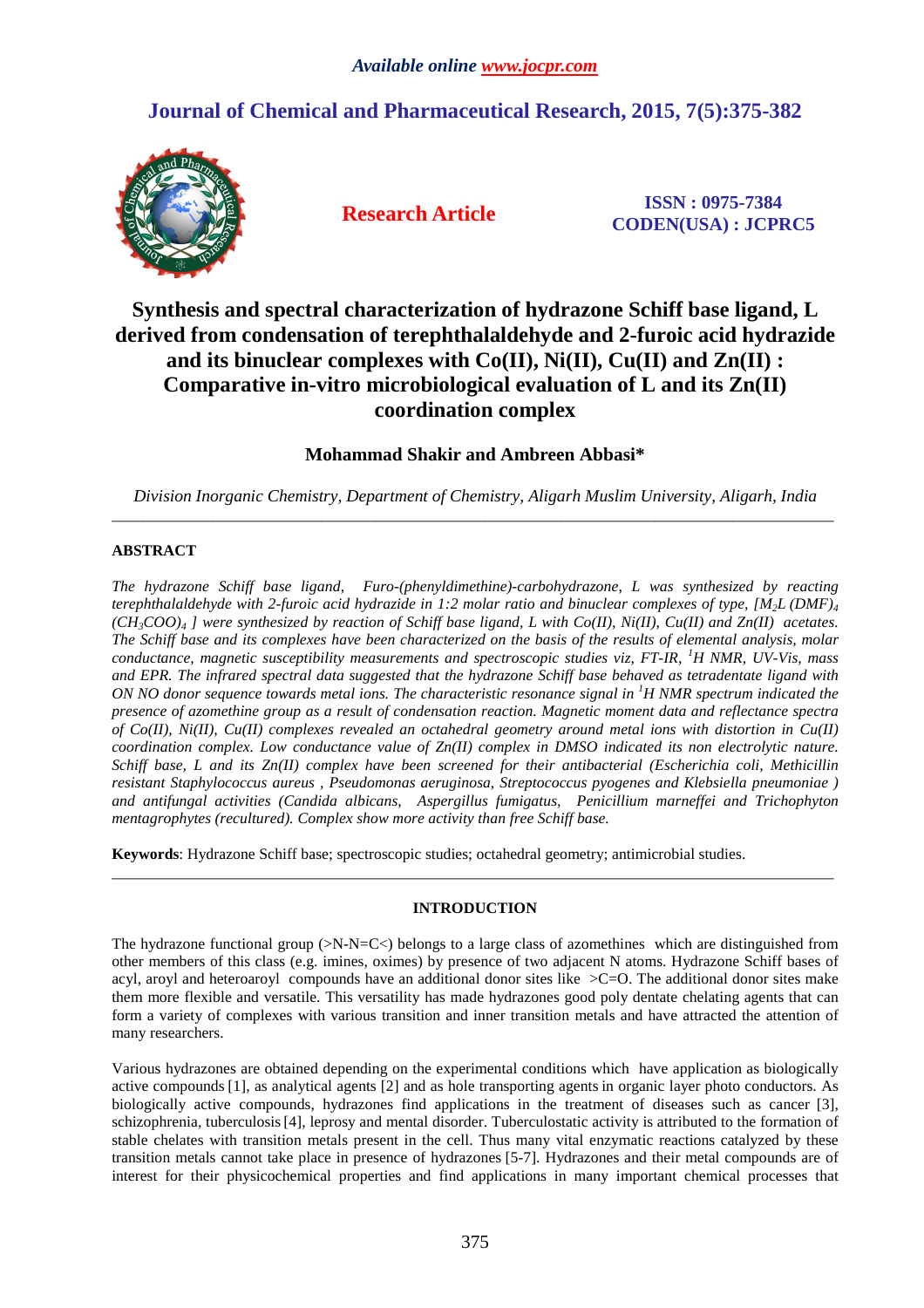*Available online www.jocpr.com*

## Journal of Chemical and Pharmaceutical Research, 2015, 7(5):375-382

**Research Article**

**ISSN : 0975-7384**
**CODEN(USA) : JCPRC5**

# Synthesis and spectral characterization of hydrazone Schiff base ligand, L derived from condensation of terephthalaldehyde and 2-furoic acid hydrazide and its binuclear complexes with Co(II), Ni(II), Cu(II) and Zn(II) : Comparative in-vitro microbiological evaluation of L and its Zn(II) coordination complex

**Mohammad Shakir and Ambreen Abbasi***

*Division Inorganic Chemistry, Department of Chemistry, Aligarh Muslim University, Aligarh, India*

---

## ABSTRACT

*The hydrazone Schiff base ligand, Furo-(phenyldimethine)-carbohydrazone, L was synthesized by reacting terephthalaldehyde with 2-furoic acid hydrazide in 1:2 molar ratio and binuclear complexes of type, $[M_2L(DMF)_4(CH_3COO)_4]$ were synthesized by reaction of Schiff base ligand, L with Co(II), Ni(II), Cu(II) and Zn(II) acetates. The Schiff base and its complexes have been characterized on the basis of the results of elemental analysis, molar conductance, magnetic susceptibility measurements and spectroscopic studies viz, FT-IR, $^1H$ NMR, UV-Vis, mass and EPR. The infrared spectral data suggested that the hydrazone Schiff base behaved as tetradentate ligand with ON NO donor sequence towards metal ions. The characteristic resonance signal in $^1H$ NMR spectrum indicated the presence of azomethine group as a result of condensation reaction. Magnetic moment data and reflectance spectra of Co(II), Ni(II), Cu(II) complexes revealed an octahedral geometry around metal ions with distortion in Cu(II) coordination complex. Low conductance value of Zn(II) complex in DMSO indicated its non electrolytic nature. Schiff base, L and its Zn(II) complex have been screened for their antibacterial (Escherichia coli, Methicillin resistant Staphylococcus aureus , Pseudomonas aeruginosa, Streptococcus pyogenes and Klebsiella pneumoniae ) and antifungal activities (Candida albicans, Aspergillus fumigatus, Penicillium marneffei and Trichophyton mentagrophytes (recultured). Complex show more activity than free Schiff base.*

**Keywords**: Hydrazone Schiff base; spectroscopic studies; octahedral geometry; antimicrobial studies.

---

## INTRODUCTION

The hydrazone functional group (>N-N=C<) belongs to a large class of azomethines which are distinguished from other members of this class (e.g. imines, oximes) by presence of two adjacent N atoms. Hydrazone Schiff bases of acyl, aroyl and heteroaroyl compounds have an additional donor sites like >C=O. The additional donor sites make them more flexible and versatile. This versatility has made hydrazones good poly dentate chelating agents that can form a variety of complexes with various transition and inner transition metals and have attracted the attention of many researchers.

Various hydrazones are obtained depending on the experimental conditions which have application as biologically active compounds [1], as analytical agents [2] and as hole transporting agents in organic layer photo conductors. As biologically active compounds, hydrazones find applications in the treatment of diseases such as cancer [3], schizophrenia, tuberculosis [4], leprosy and mental disorder. Tuberculostatic activity is attributed to the formation of stable chelates with transition metals present in the cell. Thus many vital enzymatic reactions catalyzed by these transition metals cannot take place in presence of hydrazones [5-7]. Hydrazones and their metal compounds are of interest for their physicochemical properties and find applications in many important chemical processes that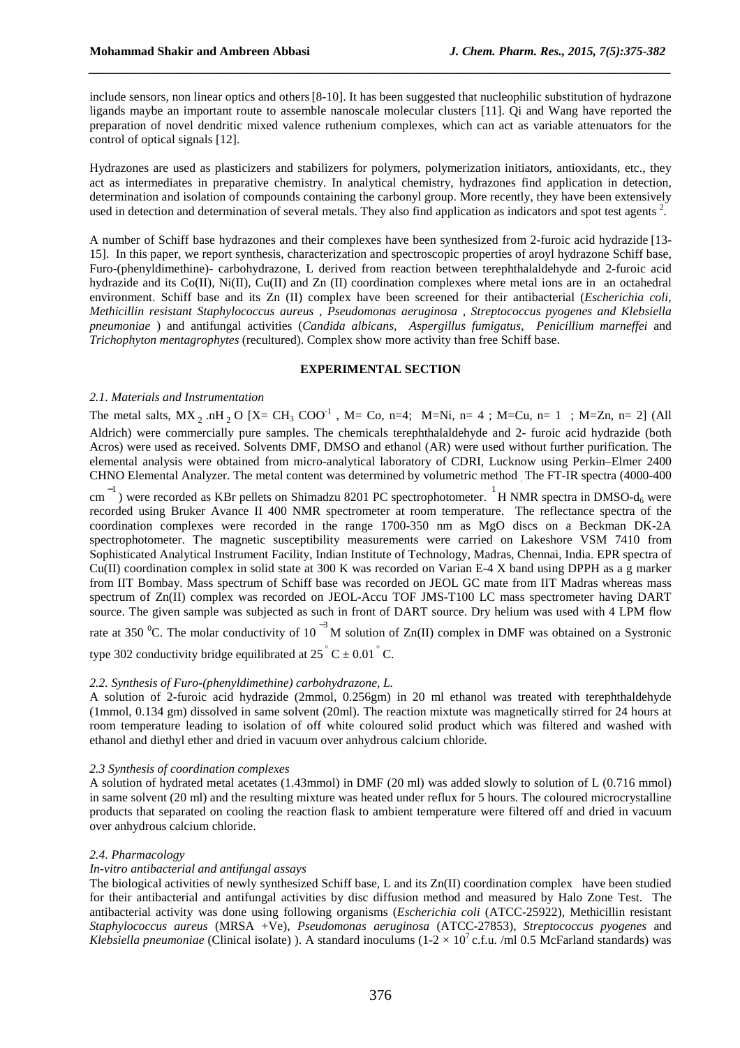include sensors, non linear optics and others [8-10]. It has been suggested that nucleophilic substitution of hydrazone ligands maybe an important route to assemble nanoscale molecular clusters [11]. Qi and Wang have reported the preparation of novel dendritic mixed valence ruthenium complexes, which can act as variable attenuators for the control of optical signals [12].

Hydrazones are used as plasticizers and stabilizers for polymers, polymerization initiators, antioxidants, etc., they act as intermediates in preparative chemistry. In analytical chemistry, hydrazones find application in detection, determination and isolation of compounds containing the carbonyl group. More recently, they have been extensively used in detection and determination of several metals. They also find application as indicators and spot test agents [2].

A number of Schiff base hydrazones and their complexes have been synthesized from 2-furoic acid hydrazide [13-15]. In this paper, we report synthesis, characterization and spectroscopic properties of aroyl hydrazone Schiff base, Furo-(phenyldimethine)- carbohydrazone, L derived from reaction between terephthalaldehyde and 2-furoic acid hydrazide and its Co(II), Ni(II), Cu(II) and Zn (II) coordination complexes where metal ions are in an octahedral environment. Schiff base and its Zn (II) complex have been screened for their antibacterial (*Escherichia coli, Methicillin resistant Staphylococcus aureus , Pseudomonas aeruginosa , Streptococcus pyogenes and Klebsiella pneumoniae* ) and antifungal activities (*Candida albicans*, *Aspergillus fumigatus*, *Penicillium marneffei* and *Trichophyton mentagrophytes* (recultured). Complex show more activity than free Schiff base.

## EXPERIMENTAL SECTION

### *2.1. Materials and Instrumentation*

The metal salts, $MX_2 .nH_2O$ [X= $CH_3COO^{-1}$ , M= Co, n=4; M=Ni, n= 4 ; M=Cu, n= 1 ; M=Zn, n= 2] (All Aldrich) were commercially pure samples. The chemicals terephthalaldehyde and 2- furoic acid hydrazide (both Acros) were used as received. Solvents DMF, DMSO and ethanol (AR) were used without further purification. The elemental analysis were obtained from micro-analytical laboratory of CDRI, Lucknow using Perkin–Elmer 2400 CHNO Elemental Analyzer. The metal content was determined by volumetric method . The FT-IR spectra (4000-400 $cm^{-1}$) were recorded as KBr pellets on Shimadzu 8201 PC spectrophotometer. $^1H$ NMR spectra in DMSO-$d_6$ were recorded using Bruker Avance II 400 NMR spectrometer at room temperature. The reflectance spectra of the coordination complexes were recorded in the range 1700-350 nm as MgO discs on a Beckman DK-2A spectrophotometer. The magnetic susceptibility measurements were carried on Lakeshore VSM 7410 from Sophisticated Analytical Instrument Facility, Indian Institute of Technology, Madras, Chennai, India. EPR spectra of Cu(II) coordination complex in solid state at 300 K was recorded on Varian E-4 X band using DPPH as a g marker from IIT Bombay. Mass spectrum of Schiff base was recorded on JEOL GC mate from IIT Madras whereas mass spectrum of Zn(II) complex was recorded on JEOL-Accu TOF JMS-T100 LC mass spectrometer having DART source. The given sample was subjected as such in front of DART source. Dry helium was used with 4 LPM flow rate at 350 $^0$C. The molar conductivity of $10^{-3}$ M solution of Zn(II) complex in DMF was obtained on a Systronic type 302 conductivity bridge equilibrated at $25^\circ C \pm 0.01^\circ C$.

### *2.2. Synthesis of Furo-(phenyldimethine) carbohydrazone, L.*

A solution of 2-furoic acid hydrazide (2mmol, 0.256gm) in 20 ml ethanol was treated with terephthaldehyde (1mmol, 0.134 gm) dissolved in same solvent (20ml). The reaction mixtute was magnetically stirred for 24 hours at room temperature leading to isolation of off white coloured solid product which was filtered and washed with ethanol and diethyl ether and dried in vacuum over anhydrous calcium chloride.

### *2.3 Synthesis of coordination complexes*

A solution of hydrated metal acetates (1.43mmol) in DMF (20 ml) was added slowly to solution of L (0.716 mmol) in same solvent (20 ml) and the resulting mixture was heated under reflux for 5 hours. The coloured microcrystalline products that separated on cooling the reaction flask to ambient temperature were filtered off and dried in vacuum over anhydrous calcium chloride.

### *2.4. Pharmacology*

#### *In-vitro antibacterial and antifungal assays*

The biological activities of newly synthesized Schiff base, L and its Zn(II) coordination complex have been studied for their antibacterial and antifungal activities by disc diffusion method and measured by Halo Zone Test. The antibacterial activity was done using following organisms (*Escherichia coli* (ATCC-25922), Methicillin resistant *Staphylococcus aureus* (MRSA +Ve), *Pseudomonas aeruginosa* (ATCC-27853), *Streptococcus pyogenes* and *Klebsiella pneumoniae* (Clinical isolate) ). A standard inoculums ($1\text{-}2 \times 10^7$ c.f.u. /ml 0.5 McFarland standards) was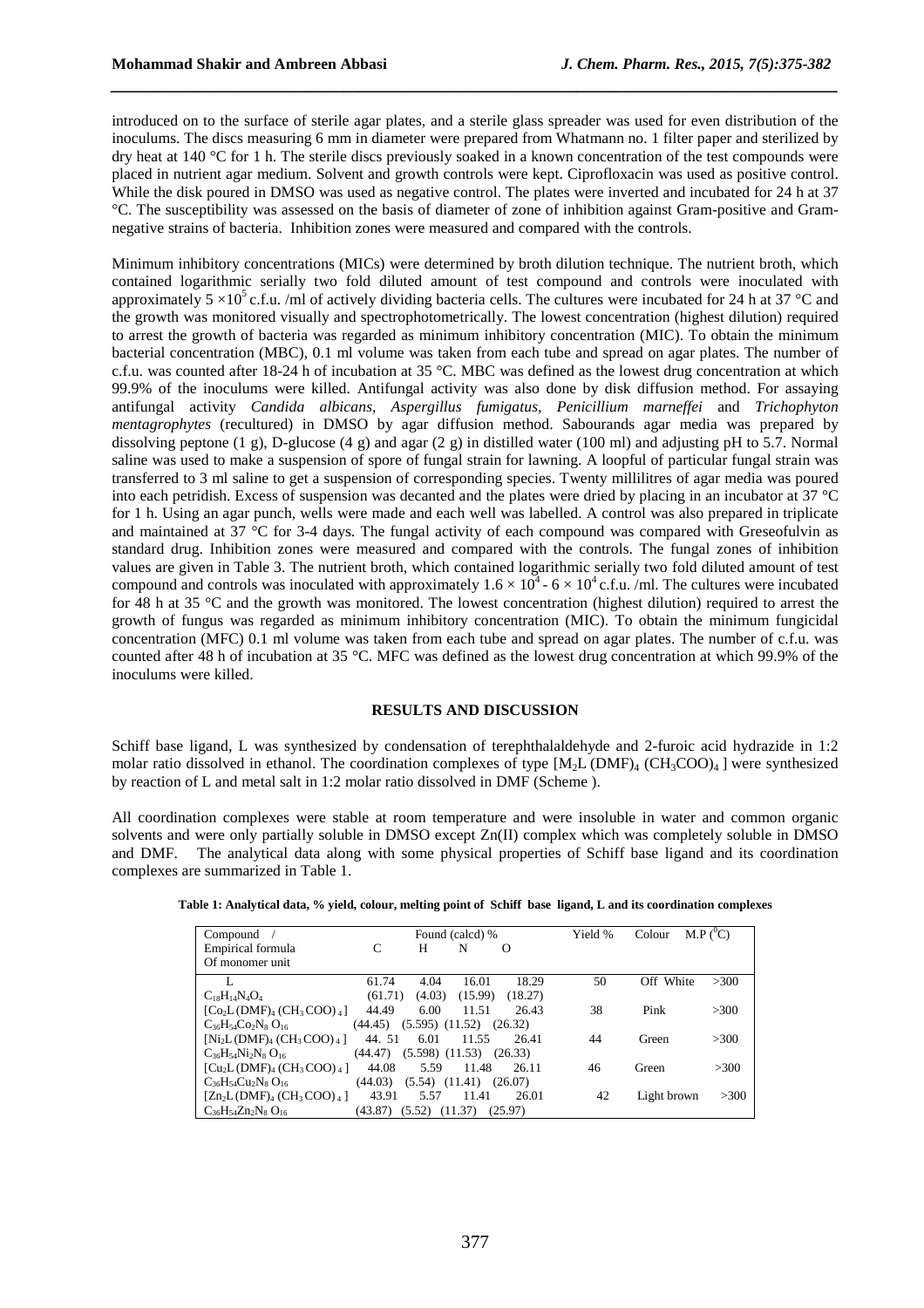introduced on to the surface of sterile agar plates, and a sterile glass spreader was used for even distribution of the inoculums. The discs measuring 6 mm in diameter were prepared from Whatmann no. 1 filter paper and sterilized by dry heat at 140 °C for 1 h. The sterile discs previously soaked in a known concentration of the test compounds were placed in nutrient agar medium. Solvent and growth controls were kept. Ciprofloxacin was used as positive control. While the disk poured in DMSO was used as negative control. The plates were inverted and incubated for 24 h at 37 °C. The susceptibility was assessed on the basis of diameter of zone of inhibition against Gram-positive and Gram-negative strains of bacteria. Inhibition zones were measured and compared with the controls.

Minimum inhibitory concentrations (MICs) were determined by broth dilution technique. The nutrient broth, which contained logarithmic serially two fold diluted amount of test compound and controls were inoculated with approximately $5 \times 10^5$ c.f.u. /ml of actively dividing bacteria cells. The cultures were incubated for 24 h at 37 °C and the growth was monitored visually and spectrophotometrically. The lowest concentration (highest dilution) required to arrest the growth of bacteria was regarded as minimum inhibitory concentration (MIC). To obtain the minimum bacterial concentration (MBC), 0.1 ml volume was taken from each tube and spread on agar plates. The number of c.f.u. was counted after 18-24 h of incubation at 35 °C. MBC was defined as the lowest drug concentration at which 99.9% of the inoculums were killed. Antifungal activity was also done by disk diffusion method. For assaying antifungal activity *Candida albicans*, *Aspergillus fumigatus*, *Penicillium marneffei* and *Trichophyton mentagrophytes* (recultured) in DMSO by agar diffusion method. Sabourands agar media was prepared by dissolving peptone (1 g), D-glucose (4 g) and agar (2 g) in distilled water (100 ml) and adjusting pH to 5.7. Normal saline was used to make a suspension of spore of fungal strain for lawning. A loopful of particular fungal strain was transferred to 3 ml saline to get a suspension of corresponding species. Twenty millilitres of agar media was poured into each petridish. Excess of suspension was decanted and the plates were dried by placing in an incubator at 37 °C for 1 h. Using an agar punch, wells were made and each well was labelled. A control was also prepared in triplicate and maintained at 37 °C for 3-4 days. The fungal activity of each compound was compared with Greseofulvin as standard drug. Inhibition zones were measured and compared with the controls. The fungal zones of inhibition values are given in Table 3. The nutrient broth, which contained logarithmic serially two fold diluted amount of test compound and controls was inoculated with approximately $1.6 \times 10^4$ - $6 \times 10^4$ c.f.u. /ml. The cultures were incubated for 48 h at 35 °C and the growth was monitored. The lowest concentration (highest dilution) required to arrest the growth of fungus was regarded as minimum inhibitory concentration (MIC). To obtain the minimum fungicidal concentration (MFC) 0.1 ml volume was taken from each tube and spread on agar plates. The number of c.f.u. was counted after 48 h of incubation at 35 °C. MFC was defined as the lowest drug concentration at which 99.9% of the inoculums were killed.

## RESULTS AND DISCUSSION

Schiff base ligand, L was synthesized by condensation of terephthalaldehyde and 2-furoic acid hydrazide in 1:2 molar ratio dissolved in ethanol. The coordination complexes of type $[M_2L(DMF)_4(CH_3COO)_4]$ were synthesized by reaction of L and metal salt in 1:2 molar ratio dissolved in DMF (Scheme ).

All coordination complexes were stable at room temperature and were insoluble in water and common organic solvents and were only partially soluble in DMSO except Zn(II) complex which was completely soluble in DMSO and DMF. The analytical data along with some physical properties of Schiff base ligand and its coordination complexes are summarized in Table 1.

**Table 1: Analytical data, % yield, colour, melting point of Schiff base ligand, L and its coordination complexes**

| Compound / Empirical formula Of monomer unit | Found (calcd) % C | H | N | O | Yield % | Colour | M.P ($^0$C) |
|---|---|---|---|---|---|---|---|
| L $C_{18}H_{14}N_4O_4$ | 61.74 (61.71) | 4.04 (4.03) | 16.01 (15.99) | 18.29 (18.27) | 50 | Off White | >300 |
| $[Co_2L(DMF)_4(CH_3COO)_4]$ $C_{36}H_{54}Co_2N_8O_{16}$ | 44.49 (44.45) | 6.00 (5.595) | 11.51 (11.52) | 26.43 (26.32) | 38 | Pink | >300 |
| $[Ni_2L(DMF)_4(CH_3COO)_4]$ $C_{36}H_{54}Ni_2N_8O_{16}$ | 44. 51 (44.47) | 6.01 (5.598) | 11.55 (11.53) | 26.41 (26.33) | 44 | Green | >300 |
| $[Cu_2L(DMF)_4(CH_3COO)_4]$ $C_{36}H_{54}Cu_2N_8O_{16}$ | 44.08 (44.03) | 5.59 (5.54) | 11.48 (11.41) | 26.11 (26.07) | 46 | Green | >300 |
| $[Zn_2L(DMF)_4(CH_3COO)_4]$ $C_{36}H_{54}Zn_2N_8O_{16}$ | 43.91 (43.87) | 5.57 (5.52) | 11.41 (11.37) | 26.01 (25.97) | 42 | Light brown | >300 |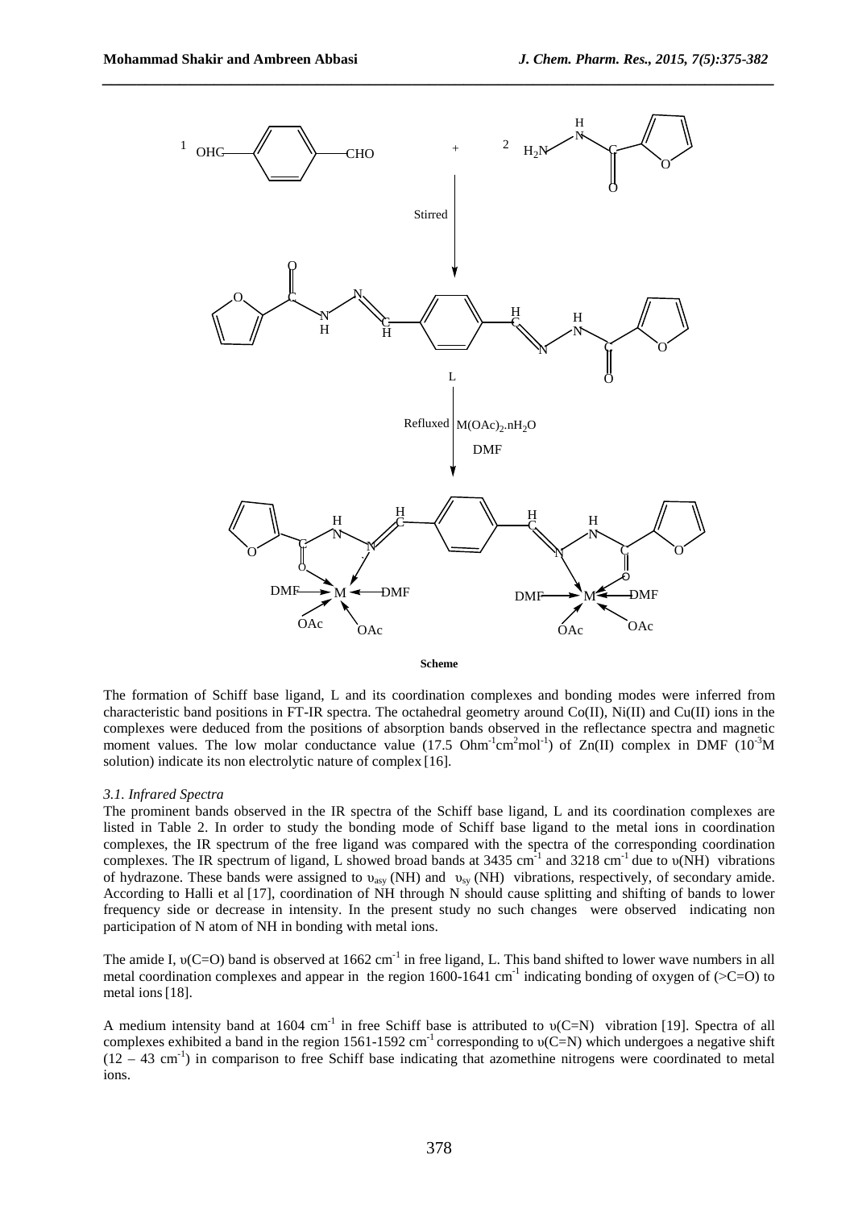**Scheme**

The formation of Schiff base ligand, L and its coordination complexes and bonding modes were inferred from characteristic band positions in FT-IR spectra. The octahedral geometry around Co(II), Ni(II) and Cu(II) ions in the complexes were deduced from the positions of absorption bands observed in the reflectance spectra and magnetic moment values. The low molar conductance value (17.5 $Ohm^{-1}cm^{2}mol^{-1}$) of Zn(II) complex in DMF ($10^{-3}$M solution) indicate its non electrolytic nature of complex [16].

### *3.1. Infrared Spectra*

The prominent bands observed in the IR spectra of the Schiff base ligand, L and its coordination complexes are listed in Table 2. In order to study the bonding mode of Schiff base ligand to the metal ions in coordination complexes, the IR spectrum of the free ligand was compared with the spectra of the corresponding coordination complexes. The IR spectrum of ligand, L showed broad bands at 3435 $cm^{-1}$ and 3218 $cm^{-1}$ due to $\upsilon$(NH) vibrations of hydrazone. These bands were assigned to $\upsilon_{asy}$ (NH) and $\upsilon_{sy}$ (NH) vibrations, respectively, of secondary amide. According to Halli et al [17], coordination of NH through N should cause splitting and shifting of bands to lower frequency side or decrease in intensity. In the present study no such changes were observed indicating non participation of N atom of NH in bonding with metal ions.

The amide I, $\upsilon$(C=O) band is observed at 1662 $cm^{-1}$ in free ligand, L. This band shifted to lower wave numbers in all metal coordination complexes and appear in the region 1600-1641 $cm^{-1}$ indicating bonding of oxygen of (>C=O) to metal ions [18].

A medium intensity band at 1604 $cm^{-1}$ in free Schiff base is attributed to $\upsilon$(C=N) vibration [19]. Spectra of all complexes exhibited a band in the region 1561-1592 $cm^{-1}$ corresponding to $\upsilon$(C=N) which undergoes a negative shift (12 – 43 $cm^{-1}$) in comparison to free Schiff base indicating that azomethine nitrogens were coordinated to metal ions.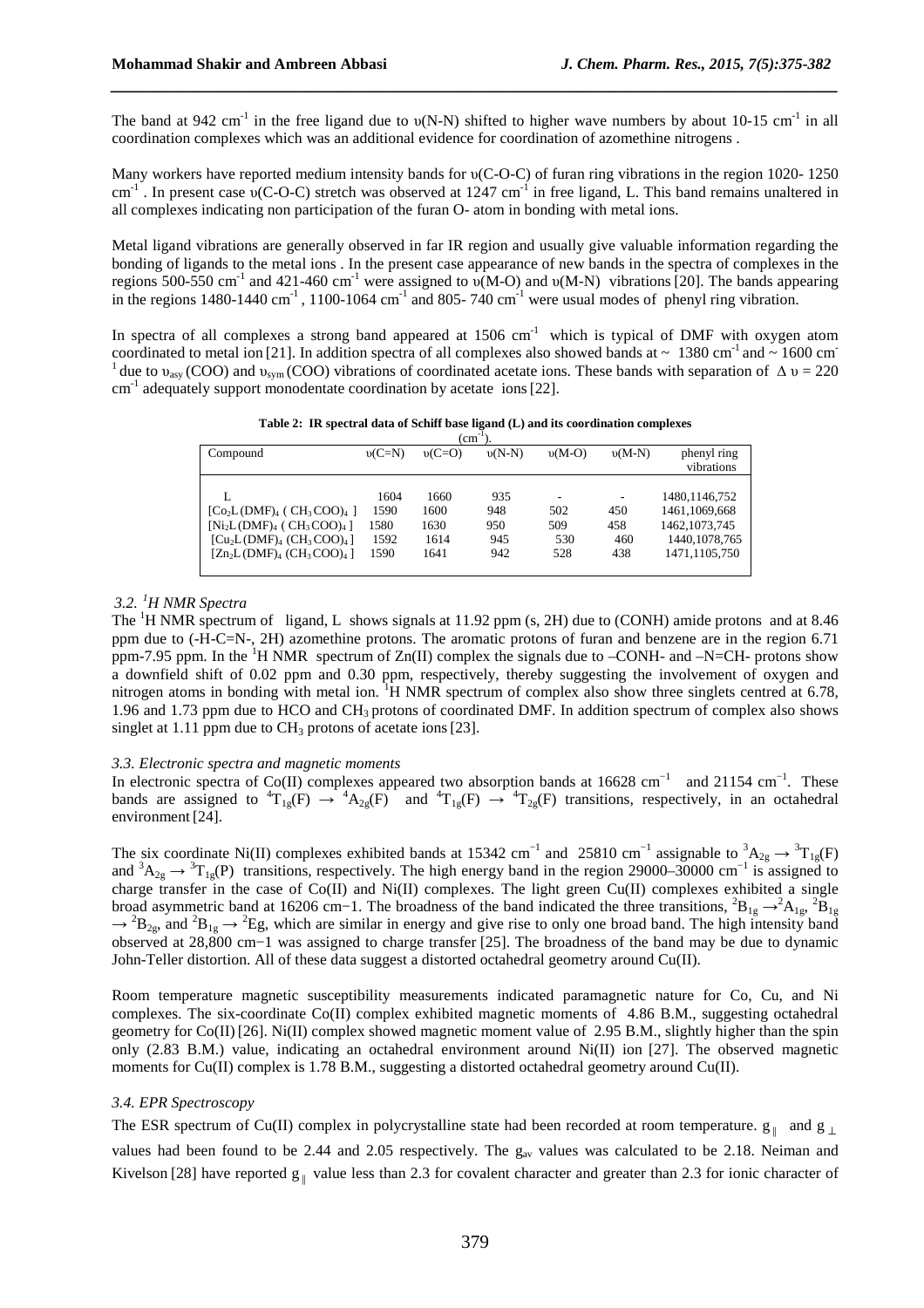The band at 942 $cm^{-1}$ in the free ligand due to υ(N-N) shifted to higher wave numbers by about 10-15 $cm^{-1}$ in all coordination complexes which was an additional evidence for coordination of azomethine nitrogens .

Many workers have reported medium intensity bands for υ(C-O-C) of furan ring vibrations in the region 1020- 1250 $cm^{-1}$ . In present case υ(C-O-C) stretch was observed at 1247 $cm^{-1}$ in free ligand, L. This band remains unaltered in all complexes indicating non participation of the furan O- atom in bonding with metal ions.

Metal ligand vibrations are generally observed in far IR region and usually give valuable information regarding the bonding of ligands to the metal ions . In the present case appearance of new bands in the spectra of complexes in the regions 500-550 $cm^{-1}$ and 421-460 $cm^{-1}$ were assigned to υ(M-O) and υ(M-N) vibrations [20]. The bands appearing in the regions 1480-1440 $cm^{-1}$ , 1100-1064 $cm^{-1}$ and 805- 740 $cm^{-1}$ were usual modes of phenyl ring vibration.

In spectra of all complexes a strong band appeared at 1506 $cm^{-1}$ which is typical of DMF with oxygen atom coordinated to metal ion [21]. In addition spectra of all complexes also showed bands at ~ 1380 $cm^{-1}$ and ~ 1600 $cm^{-1}$ due to $υ_{asy}$(COO) and $υ_{sym}$(COO) vibrations of coordinated acetate ions. These bands with separation of Δ υ = 220 $cm^{-1}$ adequately support monodentate coordination by acetate ions [22].

**Table 2: IR spectral data of Schiff base ligand (L) and its coordination complexes ($cm^{-1}$).**

| Compound | υ(C=N) | υ(C=O) | υ(N-N) | υ(M-O) | υ(M-N) | phenyl ring vibrations |
|---|---|---|---|---|---|---|
| L | 1604 | 1660 | 935 | - | - | 1480,1146,752 |
| $[Co_2L(DMF)_4(CH_3COO)_4]$ | 1590 | 1600 | 948 | 502 | 450 | 1461,1069,668 |
| $[Ni_2L(DMF)_4(CH_3COO)_4]$ | 1580 | 1630 | 950 | 509 | 458 | 1462,1073,745 |
| $[Cu_2L(DMF)_4(CH_3COO)_4]$ | 1592 | 1614 | 945 | 530 | 460 | 1440,1078,765 |
| $[Zn_2L(DMF)_4(CH_3COO)_4]$ | 1590 | 1641 | 942 | 528 | 438 | 1471,1105,750 |

### 3.2. $^1$H NMR Spectra

The $^1$H NMR spectrum of ligand, L shows signals at 11.92 ppm (s, 2H) due to (CONH) amide protons and at 8.46 ppm due to (-H-C=N-, 2H) azomethine protons. The aromatic protons of furan and benzene are in the region 6.71 ppm-7.95 ppm. In the $^1$H NMR spectrum of Zn(II) complex the signals due to –CONH- and –N=CH- protons show a downfield shift of 0.02 ppm and 0.30 ppm, respectively, thereby suggesting the involvement of oxygen and nitrogen atoms in bonding with metal ion. $^1$H NMR spectrum of complex also show three singlets centred at 6.78, 1.96 and 1.73 ppm due to HCO and $CH_3$ protons of coordinated DMF. In addition spectrum of complex also shows singlet at 1.11 ppm due to $CH_3$ protons of acetate ions [23].

### 3.3. Electronic spectra and magnetic moments

In electronic spectra of Co(II) complexes appeared two absorption bands at 16628 $cm^{-1}$ and 21154 $cm^{-1}$. These bands are assigned to $^4T_{1g}(F) \rightarrow {}^4A_{2g}(F)$ and $^4T_{1g}(F) \rightarrow {}^4T_{2g}(F)$ transitions, respectively, in an octahedral environment [24].

The six coordinate Ni(II) complexes exhibited bands at 15342 $cm^{-1}$ and 25810 $cm^{-1}$ assignable to $^3A_{2g} \rightarrow {}^3T_{1g}(F)$ and $^3A_{2g} \rightarrow {}^3T_{1g}(P)$ transitions, respectively. The high energy band in the region 29000–30000 $cm^{-1}$ is assigned to charge transfer in the case of Co(II) and Ni(II) complexes. The light green Cu(II) complexes exhibited a single broad asymmetric band at 16206 $cm^{-1}$. The broadness of the band indicated the three transitions, $^2B_{1g} \rightarrow {}^2A_{1g}$, $^2B_{1g} \rightarrow {}^2B_{2g}$, and $^2B_{1g} \rightarrow {}^2Eg$, which are similar in energy and give rise to only one broad band. The high intensity band observed at 28,800 $cm^{-1}$ was assigned to charge transfer [25]. The broadness of the band may be due to dynamic John-Teller distortion. All of these data suggest a distorted octahedral geometry around Cu(II).

Room temperature magnetic susceptibility measurements indicated paramagnetic nature for Co, Cu, and Ni complexes. The six-coordinate Co(II) complex exhibited magnetic moments of 4.86 B.M., suggesting octahedral geometry for Co(II) [26]. Ni(II) complex showed magnetic moment value of 2.95 B.M., slightly higher than the spin only (2.83 B.M.) value, indicating an octahedral environment around Ni(II) ion [27]. The observed magnetic moments for Cu(II) complex is 1.78 B.M., suggesting a distorted octahedral geometry around Cu(II).

### 3.4. EPR Spectroscopy

The ESR spectrum of Cu(II) complex in polycrystalline state had been recorded at room temperature. $g_{\parallel}$ and $g_{\perp}$ values had been found to be 2.44 and 2.05 respectively. The $g_{av}$ values was calculated to be 2.18. Neiman and Kivelson [28] have reported $g_{\parallel}$ value less than 2.3 for covalent character and greater than 2.3 for ionic character of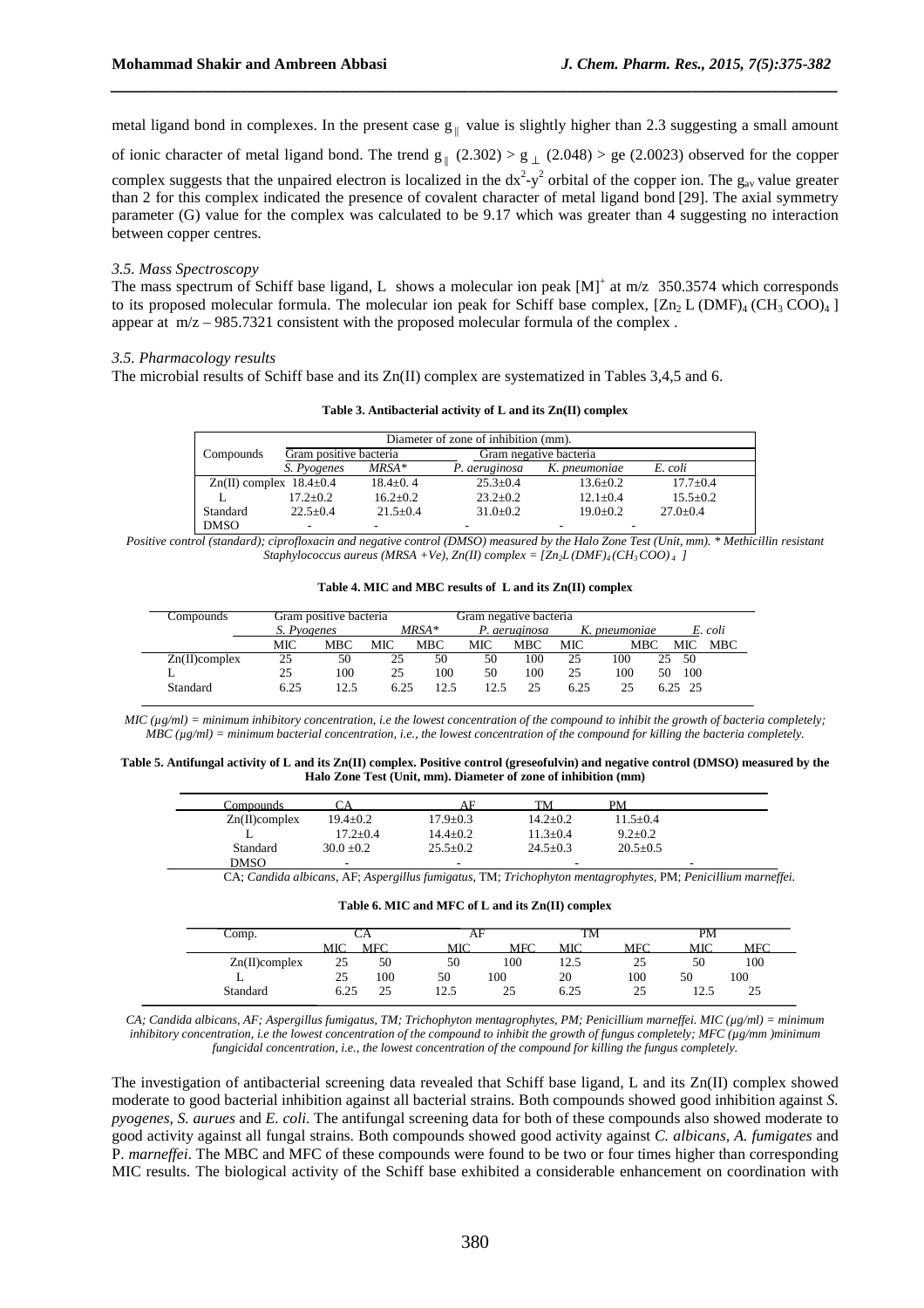metal ligand bond in complexes. In the present case $g_{\parallel}$ value is slightly higher than 2.3 suggesting a small amount of ionic character of metal ligand bond. The trend $g_{\parallel}$ (2.302) > $g_{\perp}$ (2.048) > ge (2.0023) observed for the copper complex suggests that the unpaired electron is localized in the $dx^2$-$y^2$ orbital of the copper ion. The $g_{av}$ value greater than 2 for this complex indicated the presence of covalent character of metal ligand bond [29]. The axial symmetry parameter (G) value for the complex was calculated to be 9.17 which was greater than 4 suggesting no interaction between copper centres.

### *3.5. Mass Spectroscopy*

The mass spectrum of Schiff base ligand, L shows a molecular ion peak $[M]^+$ at m/z 350.3574 which corresponds to its proposed molecular formula. The molecular ion peak for Schiff base complex, $[Zn_2 L (DMF)_4 (CH_3 COO)_4]$ appear at m/z – 985.7321 consistent with the proposed molecular formula of the complex .

### *3.5. Pharmacology results*

The microbial results of Schiff base and its Zn(II) complex are systematized in Tables 3,4,5 and 6.

**Table 3. Antibacterial activity of L and its Zn(II) complex**

| Compounds | Diameter of zone of inhibition (mm). | | | | |
|---|---|---|---|---|---|
| | Gram positive bacteria | | Gram negative bacteria | | |
| | *S. Pyogenes* | *MRSA\** | *P. aeruginosa* | *K. pneumoniae* | *E. coli* |
| Zn(II) complex | 18.4±0.4 | 18.4±0. 4 | 25.3±0.4 | 13.6±0.2 | 17.7±0.4 |
| L | 17.2±0.2 | 16.2±0.2 | 23.2±0.2 | 12.1±0.4 | 15.5±0.2 |
| Standard | 22.5±0.4 | 21.5±0.4 | 31.0±0.2 | 19.0±0.2 | 27.0±0.4 |
| DMSO | - | - | - | - | - |

*Positive control (standard); ciprofloxacin and negative control (DMSO) measured by the Halo Zone Test (Unit, mm). \* Methicillin resistant Staphylococcus aureus (MRSA +Ve), Zn(II) complex = $[Zn_2L(DMF)_4(CH_3COO)_4]$*

**Table 4. MIC and MBC results of L and its Zn(II) complex**

| Compounds | Gram positive bacteria | | | | Gram negative bacteria | | | | | |
|---|---|---|---|---|---|---|---|---|---|---|
| | *S. Pyogenes* | | *MRSA\** | | *P. aeruginosa* | | *K. pneumoniae* | | *E. coli* | |
| | MIC | MBC | MIC | MBC | MIC | MBC | MIC | MBC | MIC | MBC |
| Zn(II)complex | 25 | 50 | 25 | 50 | 50 | 100 | 25 | 100 | 25 | 50 |
| L | 25 | 100 | 25 | 100 | 50 | 100 | 25 | 100 | 50 | 100 |
| Standard | 6.25 | 12.5 | 6.25 | 12.5 | 12.5 | 25 | 6.25 | 25 | 6.25 | 25 |

*MIC (μg/ml) = minimum inhibitory concentration, i.e the lowest concentration of the compound to inhibit the growth of bacteria completely; MBC (μg/ml) = minimum bacterial concentration, i.e., the lowest concentration of the compound for killing the bacteria completely.*

**Table 5. Antifungal activity of L and its Zn(II) complex. Positive control (greseofulvin) and negative control (DMSO) measured by the Halo Zone Test (Unit, mm). Diameter of zone of inhibition (mm)**

| Compounds | CA | AF | TM | PM |
|---|---|---|---|---|
| Zn(II)complex | 19.4±0.2 | 17.9±0.3 | 14.2±0.2 | 11.5±0.4 |
| L | 17.2±0.4 | 14.4±0.2 | 11.3±0.4 | 9.2±0.2 |
| Standard | 30.0 ±0.2 | 25.5±0.2 | 24.5±0.3 | 20.5±0.5 |
| DMSO | - | - | - | - |

CA; *Candida albicans*, AF; *Aspergillus fumigatus*, TM; *Trichophyton mentagrophytes*, PM; *Penicillium marneffei.*

**Table 6. MIC and MFC of L and its Zn(II) complex**

| Comp. | CA | | AF | | TM | | PM | |
|---|---|---|---|---|---|---|---|---|
| | MIC | MFC | MIC | MFC | MIC | MFC | MIC | MFC |
| Zn(II)complex | 25 | 50 | 50 | 100 | 12.5 | 25 | 50 | 100 |
| L | 25 | 100 | 50 | 100 | 20 | 100 | 50 | 100 |
| Standard | 6.25 | 25 | 12.5 | 25 | 6.25 | 25 | 12.5 | 25 |

*CA; Candida albicans, AF; Aspergillus fumigatus, TM; Trichophyton mentagrophytes, PM; Penicillium marneffei. MIC (μg/ml) = minimum inhibitory concentration, i.e the lowest concentration of the compound to inhibit the growth of fungus completely; MFC (μg/mm )minimum fungicidal concentration, i.e., the lowest concentration of the compound for killing the fungus completely.*

The investigation of antibacterial screening data revealed that Schiff base ligand, L and its Zn(II) complex showed moderate to good bacterial inhibition against all bacterial strains. Both compounds showed good inhibition against *S. pyogenes, S. aurues* and *E. coli.* The antifungal screening data for both of these compounds also showed moderate to good activity against all fungal strains. Both compounds showed good activity against *C. albicans, A. fumigates* and P. *marneffei.* The MBC and MFC of these compounds were found to be two or four times higher than corresponding MIC results. The biological activity of the Schiff base exhibited a considerable enhancement on coordination with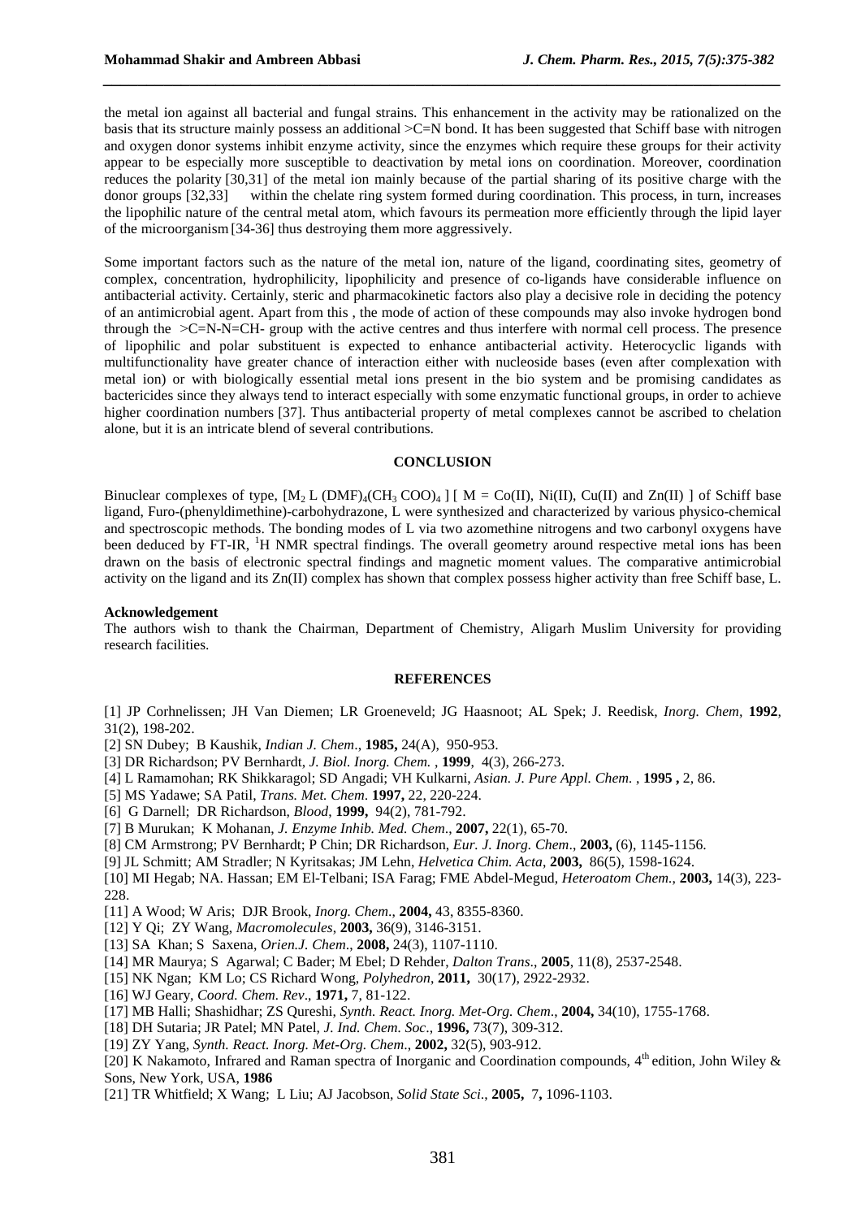the metal ion against all bacterial and fungal strains. This enhancement in the activity may be rationalized on the basis that its structure mainly possess an additional >C=N bond. It has been suggested that Schiff base with nitrogen and oxygen donor systems inhibit enzyme activity, since the enzymes which require these groups for their activity appear to be especially more susceptible to deactivation by metal ions on coordination. Moreover, coordination reduces the polarity [30,31] of the metal ion mainly because of the partial sharing of its positive charge with the donor groups [32,33] within the chelate ring system formed during coordination. This process, in turn, increases the lipophilic nature of the central metal atom, which favours its permeation more efficiently through the lipid layer of the microorganism [34-36] thus destroying them more aggressively.

Some important factors such as the nature of the metal ion, nature of the ligand, coordinating sites, geometry of complex, concentration, hydrophilicity, lipophilicity and presence of co-ligands have considerable influence on antibacterial activity. Certainly, steric and pharmacokinetic factors also play a decisive role in deciding the potency of an antimicrobial agent. Apart from this , the mode of action of these compounds may also invoke hydrogen bond through the >C=N-N=CH- group with the active centres and thus interfere with normal cell process. The presence of lipophilic and polar substituent is expected to enhance antibacterial activity. Heterocyclic ligands with multifunctionality have greater chance of interaction either with nucleoside bases (even after complexation with metal ion) or with biologically essential metal ions present in the bio system and be promising candidates as bactericides since they always tend to interact especially with some enzymatic functional groups, in order to achieve higher coordination numbers [37]. Thus antibacterial property of metal complexes cannot be ascribed to chelation alone, but it is an intricate blend of several contributions.

## CONCLUSION

Binuclear complexes of type, $[M_2 L (DMF)_4(CH_3 COO)_4]$ [ M = Co(II), Ni(II), Cu(II) and Zn(II) ] of Schiff base ligand, Furo-(phenyldimethine)-carbohydrazone, L were synthesized and characterized by various physico-chemical and spectroscopic methods. The bonding modes of L via two azomethine nitrogens and two carbonyl oxygens have been deduced by FT-IR, $^1$H NMR spectral findings. The overall geometry around respective metal ions has been drawn on the basis of electronic spectral findings and magnetic moment values. The comparative antimicrobial activity on the ligand and its Zn(II) complex has shown that complex possess higher activity than free Schiff base, L.

**Acknowledgement**

The authors wish to thank the Chairman, Department of Chemistry, Aligarh Muslim University for providing research facilities.

## REFERENCES

[1] JP Corhnelissen; JH Van Diemen; LR Groeneveld; JG Haasnoot; AL Spek; J. Reedisk, *Inorg. Chem*, **1992**, 31(2), 198-202.

[2] SN Dubey; B Kaushik, *Indian J. Chem*., **1985,** 24(A), 950-953.

[3] DR Richardson; PV Bernhardt, *J. Biol. Inorg. Chem.* , **1999**, 4(3), 266-273.

[4] L Ramamohan; RK Shikkaragol; SD Angadi; VH Kulkarni, *Asian. J. Pure Appl. Chem.* , **1995 ,** 2, 86.

[5] MS Yadawe; SA Patil, *Trans. Met. Chem*. **1997,** 22, 220-224.

[6] G Darnell; DR Richardson, *Blood*, **1999,** 94(2), 781-792.

[7] B Murukan; K Mohanan, *J. Enzyme Inhib. Med. Chem*., **2007,** 22(1), 65-70.

[8] CM Armstrong; PV Bernhardt; P Chin; DR Richardson, *Eur. J. Inorg. Chem*., **2003,** (6), 1145-1156.

[9] JL Schmitt; AM Stradler; N Kyritsakas; JM Lehn, *Helvetica Chim. Acta*, **2003,** 86(5), 1598-1624.

[10] MI Hegab; NA. Hassan; EM El-Telbani; ISA Farag; FME Abdel-Megud, *Heteroatom Chem*., **2003,** 14(3), 223-228.

[11] A Wood; W Aris; DJR Brook, *Inorg. Chem*., **2004,** 43, 8355-8360.

[12] Y Qi; ZY Wang, *Macromolecules*, **2003,** 36(9), 3146-3151.

[13] SA Khan; S Saxena, *Orien.J. Chem*., **2008,** 24(3), 1107-1110.

[14] MR Maurya; S Agarwal; C Bader; M Ebel; D Rehder, *Dalton Trans*., **2005**, 11(8), 2537-2548.

[15] NK Ngan; KM Lo; CS Richard Wong, *Polyhedron*, **2011,** 30(17), 2922-2932.

[16] WJ Geary, *Coord. Chem. Rev*., **1971,** 7, 81-122.

[17] MB Halli; Shashidhar; ZS Qureshi, *Synth. React. Inorg. Met-Org. Chem*., **2004,** 34(10), 1755-1768.

[18] DH Sutaria; JR Patel; MN Patel, *J. Ind. Chem. Soc*., **1996,** 73(7), 309-312.

[19] ZY Yang, *Synth. React. Inorg. Met-Org. Chem*., **2002,** 32(5), 903-912.

[20] K Nakamoto, Infrared and Raman spectra of Inorganic and Coordination compounds, 4th edition, John Wiley & Sons, New York, USA, **1986**

[21] TR Whitfield; X Wang; L Liu; AJ Jacobson, *Solid State Sci*., **2005,** 7**,** 1096-1103.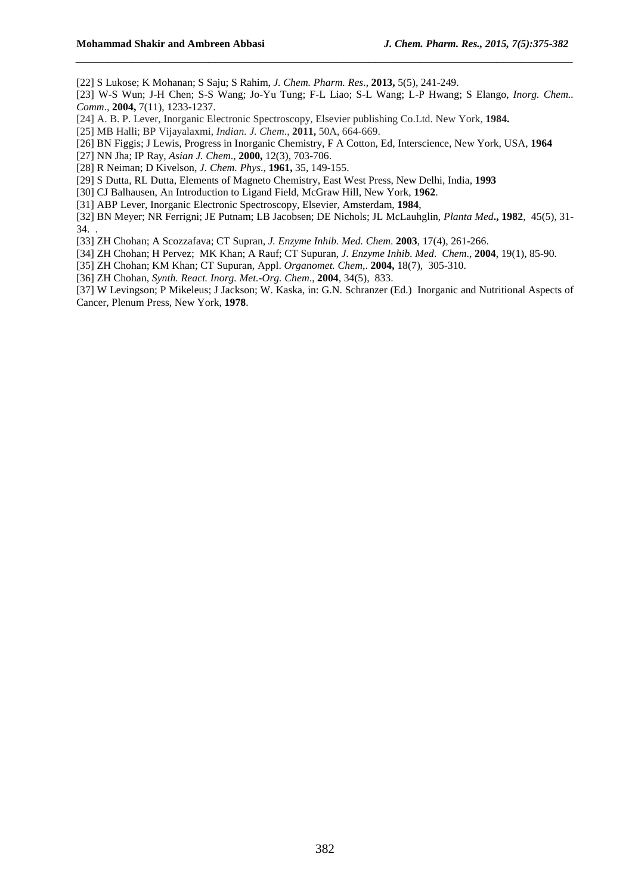[22] S Lukose; K Mohanan; S Saju; S Rahim, *J. Chem. Pharm. Res*., **2013,** 5(5), 241-249.

[23] W-S Wun; J-H Chen; S-S Wang; Jo-Yu Tung; F-L Liao; S-L Wang; L-P Hwang; S Elango, *Inorg. Chem.. Comm*., **2004,** 7(11), 1233-1237.

[24] A. B. P. Lever, Inorganic Electronic Spectroscopy, Elsevier publishing Co.Ltd. New York, **1984.**

[25] MB Halli; BP Vijayalaxmi, *Indian. J. Chem*., **2011,** 50A, 664-669.

[26] BN Figgis; J Lewis, Progress in Inorganic Chemistry, F A Cotton, Ed, Interscience, New York, USA, **1964**

[27] NN Jha; IP Ray, *Asian J. Chem*., **2000,** 12(3), 703-706.

[28] R Neiman; D Kivelson, *J. Chem. Phys.,* **1961,** 35, 149-155.

[29] S Dutta, RL Dutta, Elements of Magneto Chemistry, East West Press, New Delhi, India, **1993**

[30] CJ Balhausen, An Introduction to Ligand Field, McGraw Hill, New York, **1962**.

[31] ABP Lever, Inorganic Electronic Spectroscopy, Elsevier, Amsterdam, **1984**,

[32] BN Meyer; NR Ferrigni; JE Putnam; LB Jacobsen; DE Nichols; JL McLauhglin, *Planta Med***., 1982**, 45(5), 31-34. .

[33] ZH Chohan; A Scozzafava; CT Supran, *J. Enzyme Inhib. Med. Chem*. **2003**, 17(4), 261-266.

[34] ZH Chohan; H Pervez; MK Khan; A Rauf; CT Supuran, *J. Enzyme Inhib. Med. Chem*., **2004**, 19(1), 85-90.

[35] ZH Chohan; KM Khan; CT Supuran, Appl. *Organomet. Chem,*. **2004,** 18(7), 305-310.

[36] ZH Chohan, *Synth. React. Inorg. Met.-Org. Chem*., **2004**, 34(5), 833.

[37] W Levingson; P Mikeleus; J Jackson; W. Kaska, in: G.N. Schranzer (Ed.) Inorganic and Nutritional Aspects of Cancer, Plenum Press, New York, **1978**.